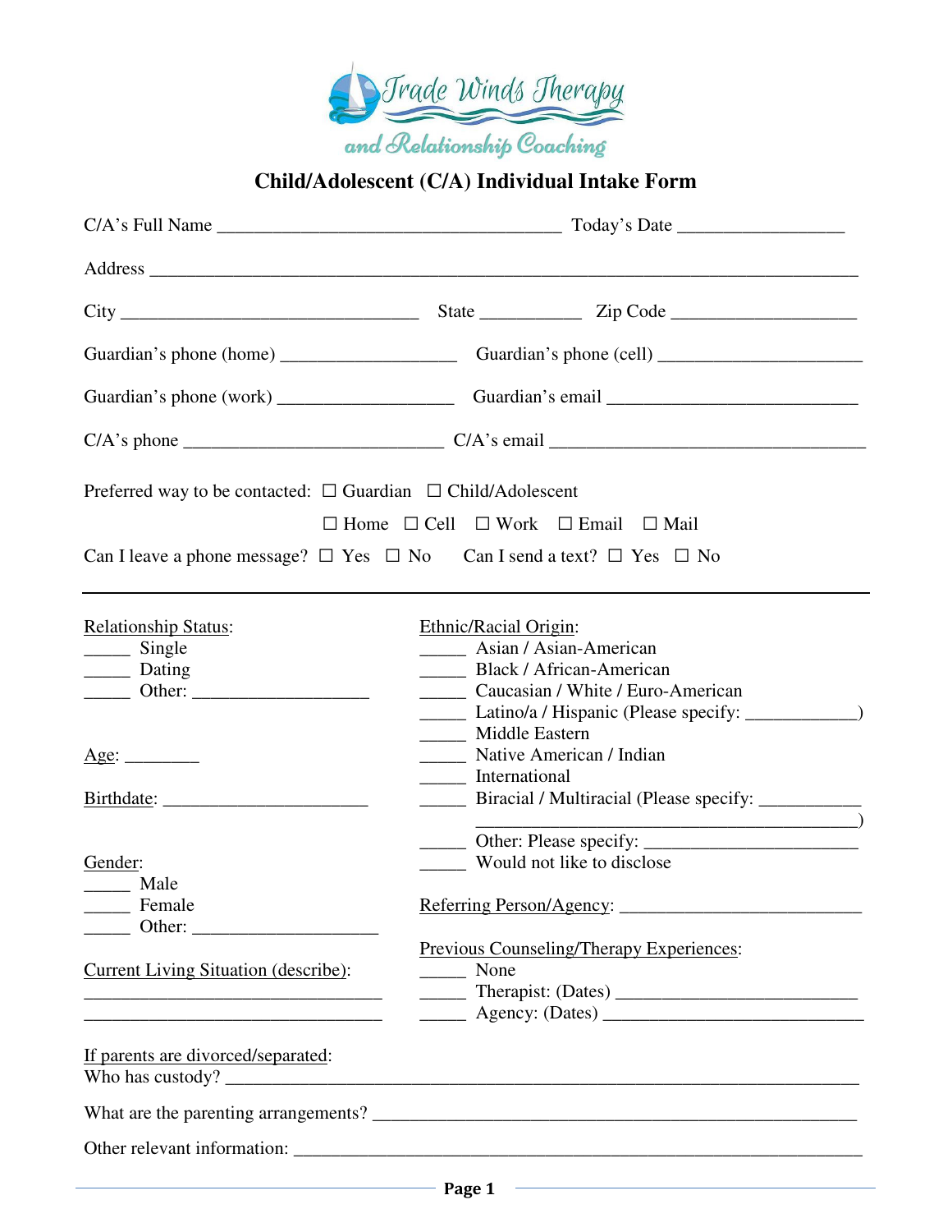Trade Winds Therapy and Relationship Coaching

# Child/Adolescent (C/A) Individual Intake Form

C/A's Full Name ______________________________________ Today's Date __________________

Address ______________________________________________________________________________

City ________________________________ State ___________ Zip Code ____________________

Guardian's phone (home) ___________________ Guardian's phone (cell) ______________________

Guardian's phone (work) ___________________ Guardian's email ___________________________

C/A's phone ____________________________ C/A's email ___________________________________

Preferred way to be contacted: ☐ Guardian ☐ Child/Adolescent

☐ Home ☐ Cell ☐ Work ☐ Email ☐ Mail

Can I leave a phone message? ☐ Yes ☐ No Can I send a text? ☐ Yes ☐ No

---

Relationship Status:
_____ Single
_____ Dating
_____ Other: ___________________

Age: ________

Birthdate: ______________________

Gender:
_____ Male
_____ Female
_____ Other: ____________________

Current Living Situation (describe):
_________________________________
_________________________________

Ethnic/Racial Origin:
_____ Asian / Asian-American
_____ Black / African-American
_____ Caucasian / White / Euro-American
_____ Latino/a / Hispanic (Please specify: ____________)
_____ Middle Eastern
_____ Native American / Indian
_____ International
_____ Biracial / Multiracial (Please specify: ___________
__________________________________________)
_____ Other: Please specify: _______________________
_____ Would not like to disclose

Referring Person/Agency: _________________________

Previous Counseling/Therapy Experiences:
_____ None
_____ Therapist: (Dates) __________________________
_____ Agency: (Dates) ____________________________

If parents are divorced/separated:
Who has custody? ___________________________________________________________________

What are the parenting arrangements? _____________________________________________________

Other relevant information: ______________________________________________________________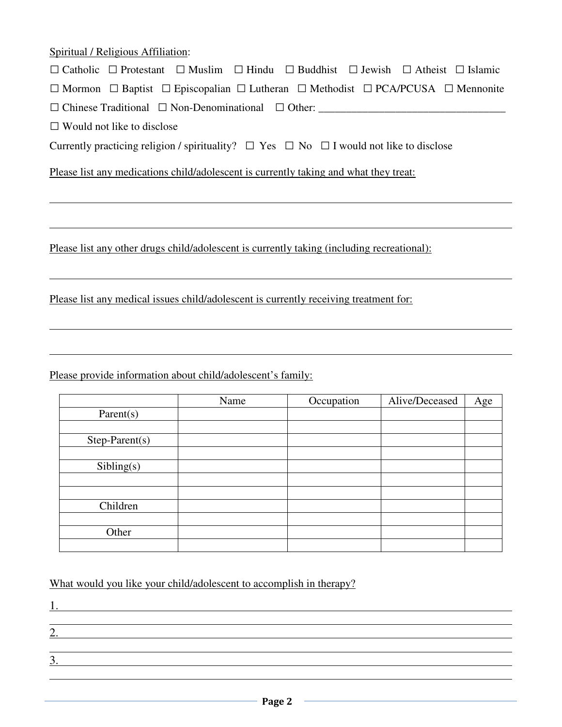Spiritual / Religious Affiliation:

☐ Catholic ☐ Protestant ☐ Muslim ☐ Hindu ☐ Buddhist ☐ Jewish ☐ Atheist ☐ Islamic

☐ Mormon ☐ Baptist ☐ Episcopalian ☐ Lutheran ☐ Methodist ☐ PCA/PCUSA ☐ Mennonite

☐ Chinese Traditional ☐ Non-Denominational ☐ Other: ________________________________

☐ Would not like to disclose

Currently practicing religion / spirituality? ☐ Yes ☐ No ☐ I would not like to disclose

Please list any medications child/adolescent is currently taking and what they treat:

______________________________________________________________________________

______________________________________________________________________________

Please list any other drugs child/adolescent is currently taking (including recreational):

______________________________________________________________________________

Please list any medical issues child/adolescent is currently receiving treatment for:

______________________________________________________________________________

______________________________________________________________________________

Please provide information about child/adolescent's family:

| | Name | Occupation | Alive/Deceased | Age |
|---|---|---|---|---|
| Parent(s) | | | | |
| | | | | |
| Step-Parent(s) | | | | |
| | | | | |
| Sibling(s) | | | | |
| | | | | |
| | | | | |
| Children | | | | |
| | | | | |
| Other | | | | |
| | | | | |

What would you like your child/adolescent to accomplish in therapy?

1. ____________________________________________________________________________

______________________________________________________________________________

2. ____________________________________________________________________________

______________________________________________________________________________

3. ____________________________________________________________________________

______________________________________________________________________________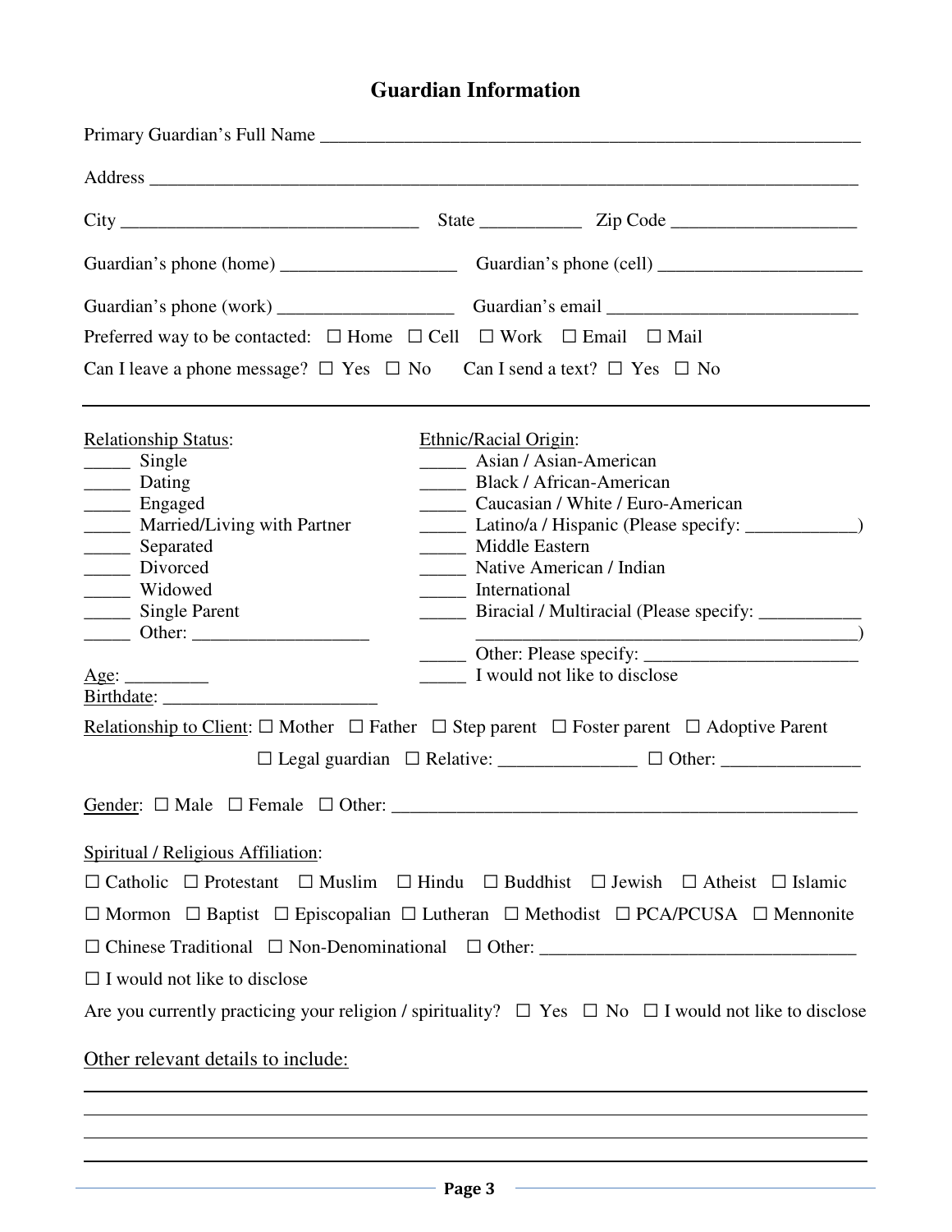## Guardian Information

Primary Guardian's Full Name ____________________________________________________________

Address ______________________________________________________________________________

City ________________________________ State ___________ Zip Code ____________________

Guardian's phone (home) ___________________ Guardian's phone (cell) ______________________

Guardian's phone (work) ___________________ Guardian's email ___________________________

Preferred way to be contacted: ☐ Home ☐ Cell ☐ Work ☐ Email ☐ Mail

Can I leave a phone message? ☐ Yes ☐ No Can I send a text? ☐ Yes ☐ No

---

Relationship Status:

_____ Single
_____ Dating
_____ Engaged
_____ Married/Living with Partner
_____ Separated
_____ Divorced
_____ Widowed
_____ Single Parent
_____ Other: ___________________

Ethnic/Racial Origin:

_____ Asian / Asian-American
_____ Black / African-American
_____ Caucasian / White / Euro-American
_____ Latino/a / Hispanic (Please specify: ____________)
_____ Middle Eastern
_____ Native American / Indian
_____ International
_____ Biracial / Multiracial (Please specify: ___________ __________________________________________)
_____ Other: Please specify: _______________________
_____ I would not like to disclose

Age: _________

Birthdate: _______________________

Relationship to Client: ☐ Mother ☐ Father ☐ Step parent ☐ Foster parent ☐ Adoptive Parent ☐ Legal guardian ☐ Relative: _______________ ☐ Other: _______________

Gender: ☐ Male ☐ Female ☐ Other: _________________________________________________

Spiritual / Religious Affiliation:

☐ Catholic ☐ Protestant ☐ Muslim ☐ Hindu ☐ Buddhist ☐ Jewish ☐ Atheist ☐ Islamic

☐ Mormon ☐ Baptist ☐ Episcopalian ☐ Lutheran ☐ Methodist ☐ PCA/PCUSA ☐ Mennonite

☐ Chinese Traditional ☐ Non-Denominational ☐ Other: _________________________________

☐ I would not like to disclose

Are you currently practicing your religion / spirituality? ☐ Yes ☐ No ☐ I would not like to disclose

Other relevant details to include:

______________________________________________________________________________

______________________________________________________________________________

______________________________________________________________________________

______________________________________________________________________________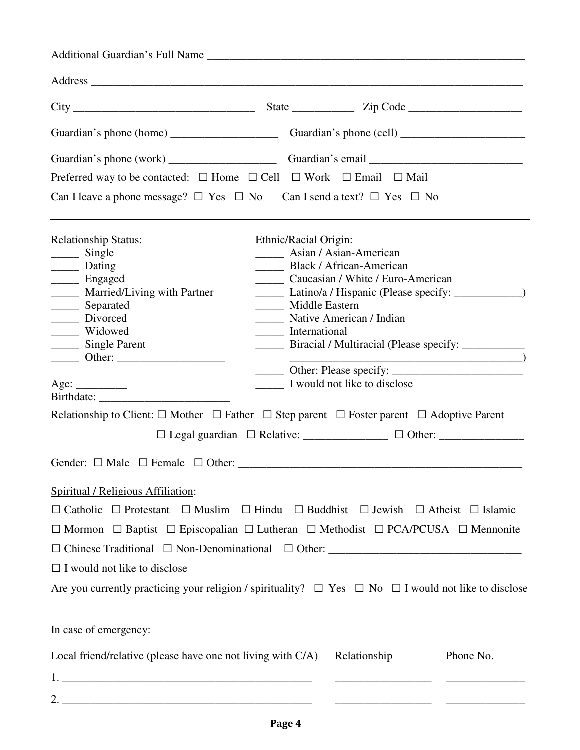Additional Guardian's Full Name ___________________________________________________________

Address ___________________________________________________________________________

City _______________________________ State ___________ Zip Code ____________________

Guardian's phone (home) ___________________ Guardian's phone (cell) _____________________

Guardian's phone (work) ___________________ Guardian's email __________________________

Preferred way to be contacted: ☐ Home ☐ Cell ☐ Work ☐ Email ☐ Mail

Can I leave a phone message? ☐ Yes ☐ No Can I send a text? ☐ Yes ☐ No

---

Relationship Status:

_____ Single
_____ Dating
_____ Engaged
_____ Married/Living with Partner
_____ Separated
_____ Divorced
_____ Widowed
_____ Single Parent
_____ Other: ___________________

Age: _________

Birthdate: _______________________

Ethnic/Racial Origin:

_____ Asian / Asian-American
_____ Black / African-American
_____ Caucasian / White / Euro-American
_____ Latino/a / Hispanic (Please specify: ____________)
_____ Middle Eastern
_____ Native American / Indian
_____ International
_____ Biracial / Multiracial (Please specify: ___________ ________________________________________)
_____ Other: Please specify: _______________________
_____ I would not like to disclose

Relationship to Client: ☐ Mother ☐ Father ☐ Step parent ☐ Foster parent ☐ Adoptive Parent ☐ Legal guardian ☐ Relative: _______________ ☐ Other: _______________

Gender: ☐ Male ☐ Female ☐ Other: _________________________________________________

Spiritual / Religious Affiliation:

☐ Catholic ☐ Protestant ☐ Muslim ☐ Hindu ☐ Buddhist ☐ Jewish ☐ Atheist ☐ Islamic

☐ Mormon ☐ Baptist ☐ Episcopalian ☐ Lutheran ☐ Methodist ☐ PCA/PCUSA ☐ Mennonite

☐ Chinese Traditional ☐ Non-Denominational ☐ Other: _________________________________

☐ I would not like to disclose

Are you currently practicing your religion / spirituality? ☐ Yes ☐ No ☐ I would not like to disclose

In case of emergency:

| Local friend/relative (please have one not living with C/A) | Relationship | Phone No. |
|---|---|---|
| 1. ____________________________________________ | _________________ | ______________ |
| 2. ____________________________________________ | _________________ | ______________ |